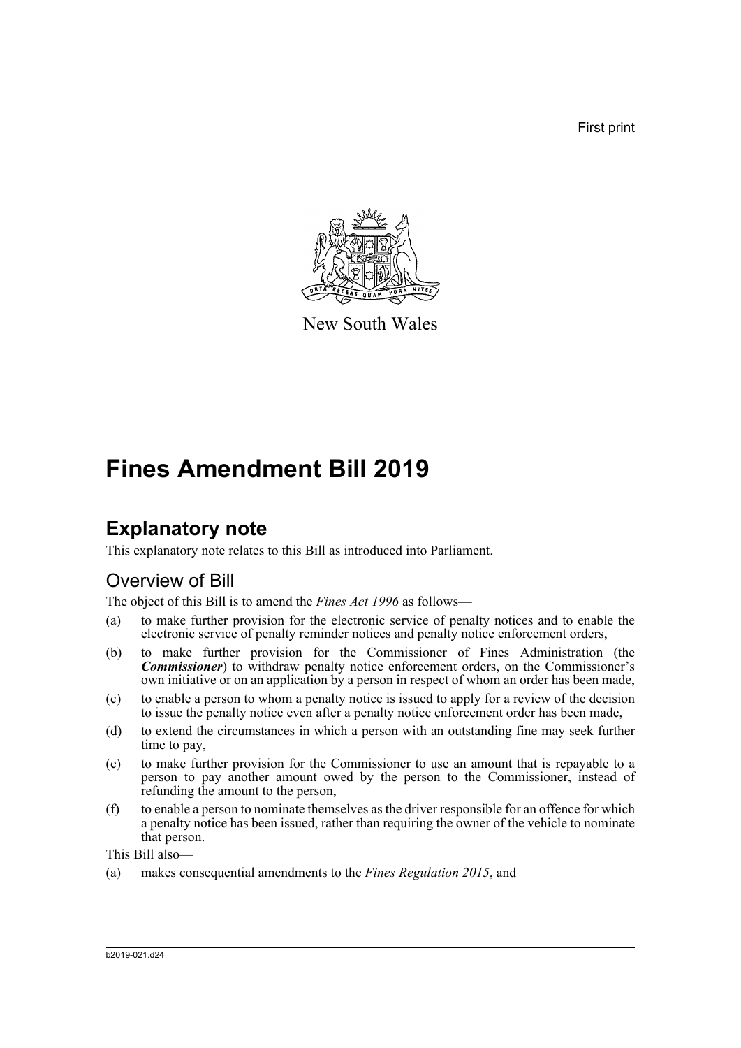First print

New South Wales

# Fines Amendment Bill 2019

## Explanatory note

This explanatory note relates to this Bill as introduced into Parliament.

### Overview of Bill

The object of this Bill is to amend the *Fines Act 1996* as follows—

(a) to make further provision for the electronic service of penalty notices and to enable the electronic service of penalty reminder notices and penalty notice enforcement orders,

(b) to make further provision for the Commissioner of Fines Administration (the ***Commissioner***) to withdraw penalty notice enforcement orders, on the Commissioner's own initiative or on an application by a person in respect of whom an order has been made,

(c) to enable a person to whom a penalty notice is issued to apply for a review of the decision to issue the penalty notice even after a penalty notice enforcement order has been made,

(d) to extend the circumstances in which a person with an outstanding fine may seek further time to pay,

(e) to make further provision for the Commissioner to use an amount that is repayable to a person to pay another amount owed by the person to the Commissioner, instead of refunding the amount to the person,

(f) to enable a person to nominate themselves as the driver responsible for an offence for which a penalty notice has been issued, rather than requiring the owner of the vehicle to nominate that person.

This Bill also—

(a) makes consequential amendments to the *Fines Regulation 2015*, and

b2019-021.d24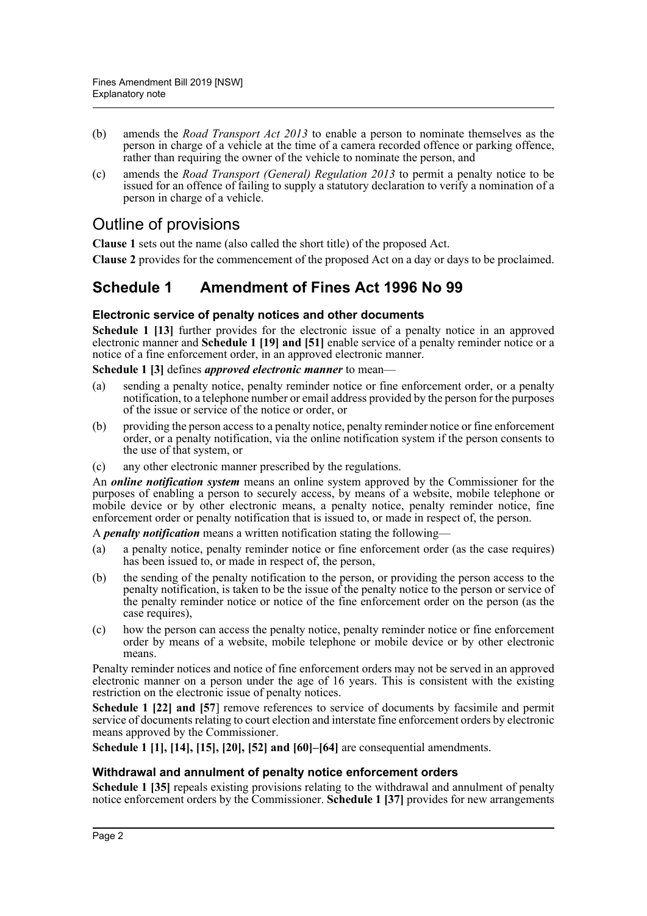(b) amends the *Road Transport Act 2013* to enable a person to nominate themselves as the person in charge of a vehicle at the time of a camera recorded offence or parking offence, rather than requiring the owner of the vehicle to nominate the person, and

(c) amends the *Road Transport (General) Regulation 2013* to permit a penalty notice to be issued for an offence of failing to supply a statutory declaration to verify a nomination of a person in charge of a vehicle.

## Outline of provisions

**Clause 1** sets out the name (also called the short title) of the proposed Act.

**Clause 2** provides for the commencement of the proposed Act on a day or days to be proclaimed.

## Schedule 1 Amendment of Fines Act 1996 No 99

### Electronic service of penalty notices and other documents

**Schedule 1 [13]** further provides for the electronic issue of a penalty notice in an approved electronic manner and **Schedule 1 [19] and [51]** enable service of a penalty reminder notice or a notice of a fine enforcement order, in an approved electronic manner.

**Schedule 1 [3]** defines ***approved electronic manner*** to mean—

(a) sending a penalty notice, penalty reminder notice or fine enforcement order, or a penalty notification, to a telephone number or email address provided by the person for the purposes of the issue or service of the notice or order, or

(b) providing the person access to a penalty notice, penalty reminder notice or fine enforcement order, or a penalty notification, via the online notification system if the person consents to the use of that system, or

(c) any other electronic manner prescribed by the regulations.

An ***online notification system*** means an online system approved by the Commissioner for the purposes of enabling a person to securely access, by means of a website, mobile telephone or mobile device or by other electronic means, a penalty notice, penalty reminder notice, fine enforcement order or penalty notification that is issued to, or made in respect of, the person.

A ***penalty notification*** means a written notification stating the following—

(a) a penalty notice, penalty reminder notice or fine enforcement order (as the case requires) has been issued to, or made in respect of, the person,

(b) the sending of the penalty notification to the person, or providing the person access to the penalty notification, is taken to be the issue of the penalty notice to the person or service of the penalty reminder notice or notice of the fine enforcement order on the person (as the case requires),

(c) how the person can access the penalty notice, penalty reminder notice or fine enforcement order by means of a website, mobile telephone or mobile device or by other electronic means.

Penalty reminder notices and notice of fine enforcement orders may not be served in an approved electronic manner on a person under the age of 16 years. This is consistent with the existing restriction on the electronic issue of penalty notices.

**Schedule 1 [22] and [57]** remove references to service of documents by facsimile and permit service of documents relating to court election and interstate fine enforcement orders by electronic means approved by the Commissioner.

**Schedule 1 [1], [14], [15], [20], [52] and [60]–[64]** are consequential amendments.

### Withdrawal and annulment of penalty notice enforcement orders

**Schedule 1 [35]** repeals existing provisions relating to the withdrawal and annulment of penalty notice enforcement orders by the Commissioner. **Schedule 1 [37]** provides for new arrangements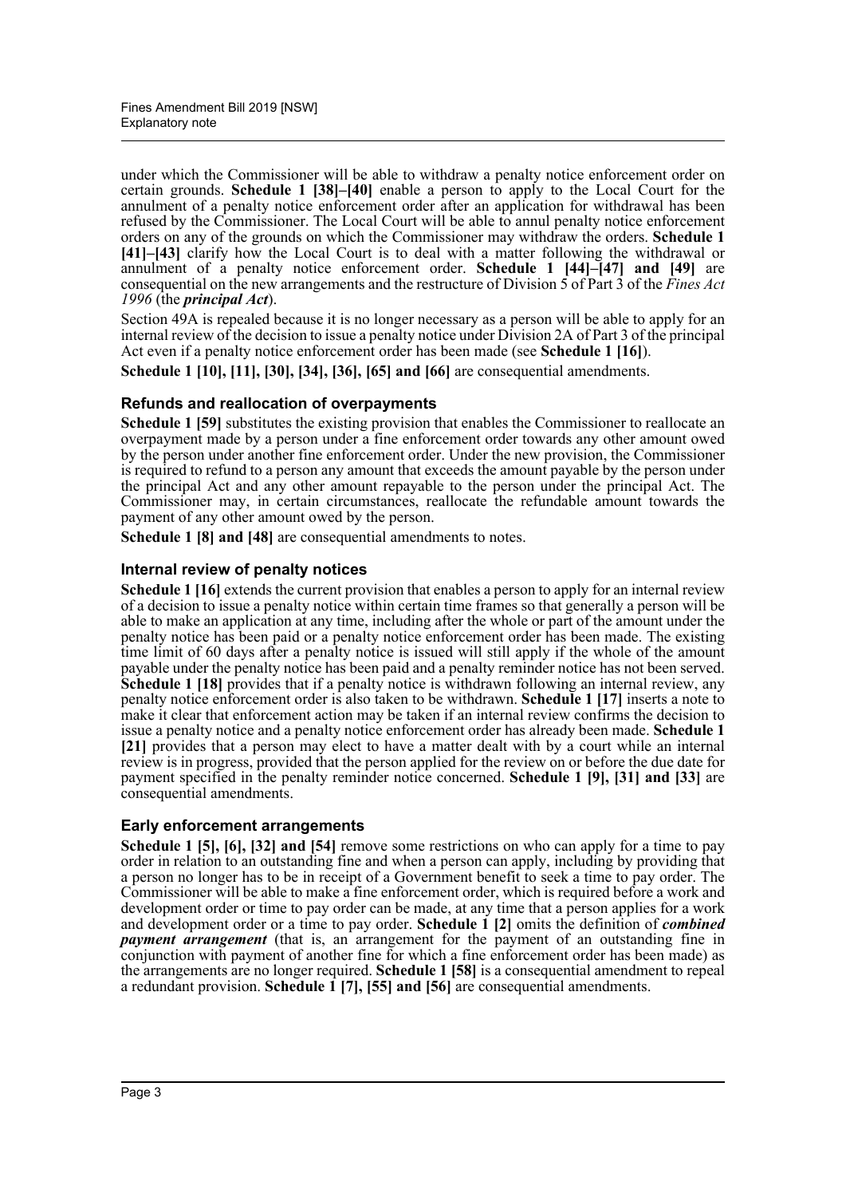under which the Commissioner will be able to withdraw a penalty notice enforcement order on certain grounds. **Schedule 1 [38]–[40]** enable a person to apply to the Local Court for the annulment of a penalty notice enforcement order after an application for withdrawal has been refused by the Commissioner. The Local Court will be able to annul penalty notice enforcement orders on any of the grounds on which the Commissioner may withdraw the orders. **Schedule 1 [41]–[43]** clarify how the Local Court is to deal with a matter following the withdrawal or annulment of a penalty notice enforcement order. **Schedule 1 [44]–[47] and [49]** are consequential on the new arrangements and the restructure of Division 5 of Part 3 of the *Fines Act 1996* (the ***principal Act***).

Section 49A is repealed because it is no longer necessary as a person will be able to apply for an internal review of the decision to issue a penalty notice under Division 2A of Part 3 of the principal Act even if a penalty notice enforcement order has been made (see **Schedule 1 [16]**).

**Schedule 1 [10], [11], [30], [34], [36], [65] and [66]** are consequential amendments.

### Refunds and reallocation of overpayments

**Schedule 1 [59]** substitutes the existing provision that enables the Commissioner to reallocate an overpayment made by a person under a fine enforcement order towards any other amount owed by the person under another fine enforcement order. Under the new provision, the Commissioner is required to refund to a person any amount that exceeds the amount payable by the person under the principal Act and any other amount repayable to the person under the principal Act. The Commissioner may, in certain circumstances, reallocate the refundable amount towards the payment of any other amount owed by the person.

**Schedule 1 [8] and [48]** are consequential amendments to notes.

### Internal review of penalty notices

**Schedule 1 [16]** extends the current provision that enables a person to apply for an internal review of a decision to issue a penalty notice within certain time frames so that generally a person will be able to make an application at any time, including after the whole or part of the amount under the penalty notice has been paid or a penalty notice enforcement order has been made. The existing time limit of 60 days after a penalty notice is issued will still apply if the whole of the amount payable under the penalty notice has been paid and a penalty reminder notice has not been served. **Schedule 1 [18]** provides that if a penalty notice is withdrawn following an internal review, any penalty notice enforcement order is also taken to be withdrawn. **Schedule 1 [17]** inserts a note to make it clear that enforcement action may be taken if an internal review confirms the decision to issue a penalty notice and a penalty notice enforcement order has already been made. **Schedule 1 [21]** provides that a person may elect to have a matter dealt with by a court while an internal review is in progress, provided that the person applied for the review on or before the due date for payment specified in the penalty reminder notice concerned. **Schedule 1 [9], [31] and [33]** are consequential amendments.

### Early enforcement arrangements

**Schedule 1 [5], [6], [32] and [54]** remove some restrictions on who can apply for a time to pay order in relation to an outstanding fine and when a person can apply, including by providing that a person no longer has to be in receipt of a Government benefit to seek a time to pay order. The Commissioner will be able to make a fine enforcement order, which is required before a work and development order or time to pay order can be made, at any time that a person applies for a work and development order or a time to pay order. **Schedule 1 [2]** omits the definition of ***combined payment arrangement*** (that is, an arrangement for the payment of an outstanding fine in conjunction with payment of another fine for which a fine enforcement order has been made) as the arrangements are no longer required. **Schedule 1 [58]** is a consequential amendment to repeal a redundant provision. **Schedule 1 [7], [55] and [56]** are consequential amendments.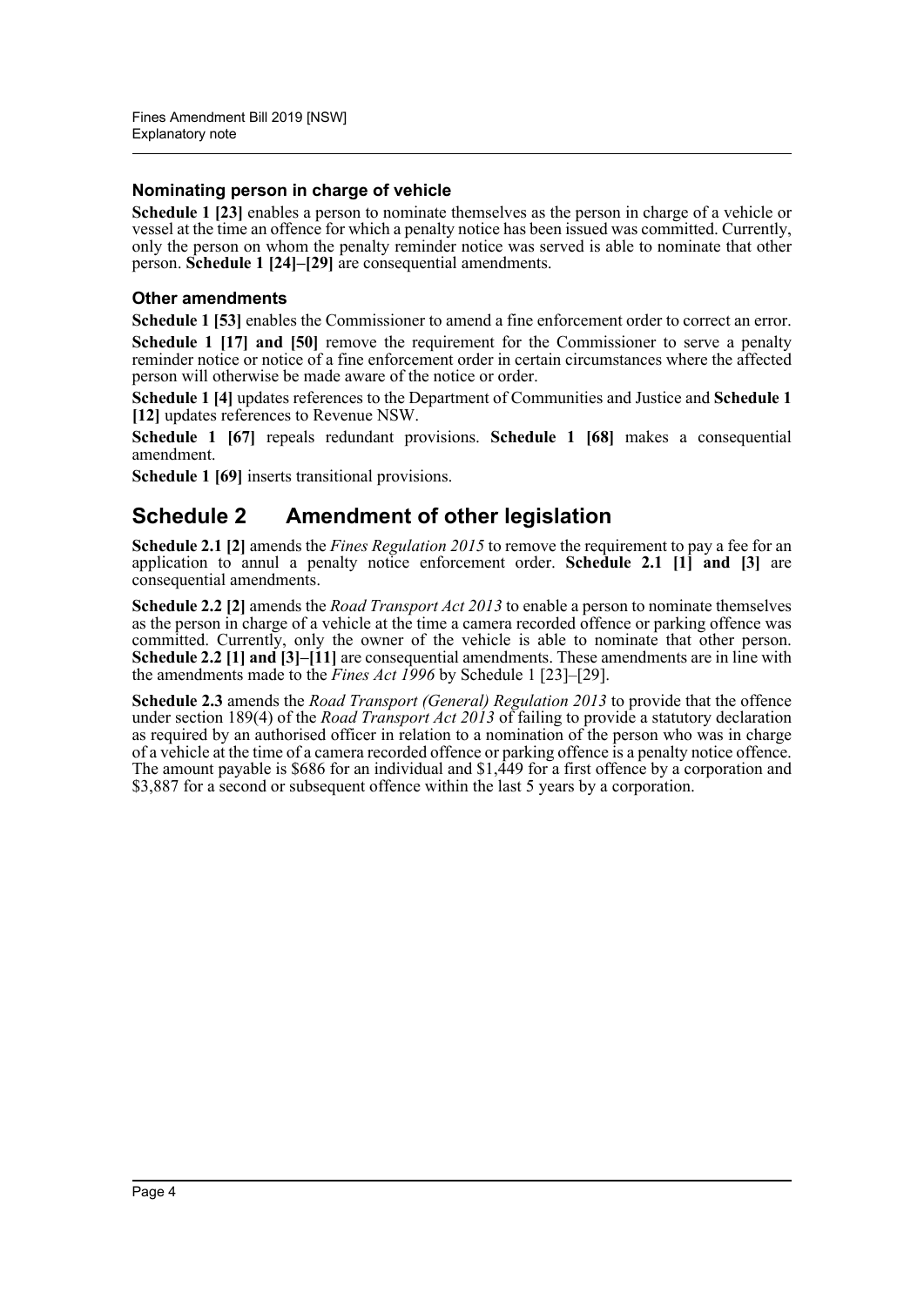### Nominating person in charge of vehicle

**Schedule 1 [23]** enables a person to nominate themselves as the person in charge of a vehicle or vessel at the time an offence for which a penalty notice has been issued was committed. Currently, only the person on whom the penalty reminder notice was served is able to nominate that other person. **Schedule 1 [24]–[29]** are consequential amendments.

### Other amendments

**Schedule 1 [53]** enables the Commissioner to amend a fine enforcement order to correct an error.

**Schedule 1 [17] and [50]** remove the requirement for the Commissioner to serve a penalty reminder notice or notice of a fine enforcement order in certain circumstances where the affected person will otherwise be made aware of the notice or order.

**Schedule 1 [4]** updates references to the Department of Communities and Justice and **Schedule 1 [12]** updates references to Revenue NSW.

**Schedule 1 [67]** repeals redundant provisions. **Schedule 1 [68]** makes a consequential amendment.

**Schedule 1 [69]** inserts transitional provisions.

## Schedule 2 Amendment of other legislation

**Schedule 2.1 [2]** amends the *Fines Regulation 2015* to remove the requirement to pay a fee for an application to annul a penalty notice enforcement order. **Schedule 2.1 [1] and [3]** are consequential amendments.

**Schedule 2.2 [2]** amends the *Road Transport Act 2013* to enable a person to nominate themselves as the person in charge of a vehicle at the time a camera recorded offence or parking offence was committed. Currently, only the owner of the vehicle is able to nominate that other person. **Schedule 2.2 [1] and [3]–[11]** are consequential amendments. These amendments are in line with the amendments made to the *Fines Act 1996* by Schedule 1 [23]–[29].

**Schedule 2.3** amends the *Road Transport (General) Regulation 2013* to provide that the offence under section 189(4) of the *Road Transport Act 2013* of failing to provide a statutory declaration as required by an authorised officer in relation to a nomination of the person who was in charge of a vehicle at the time of a camera recorded offence or parking offence is a penalty notice offence. The amount payable is $686 for an individual and $1,449 for a first offence by a corporation and $3,887 for a second or subsequent offence within the last 5 years by a corporation.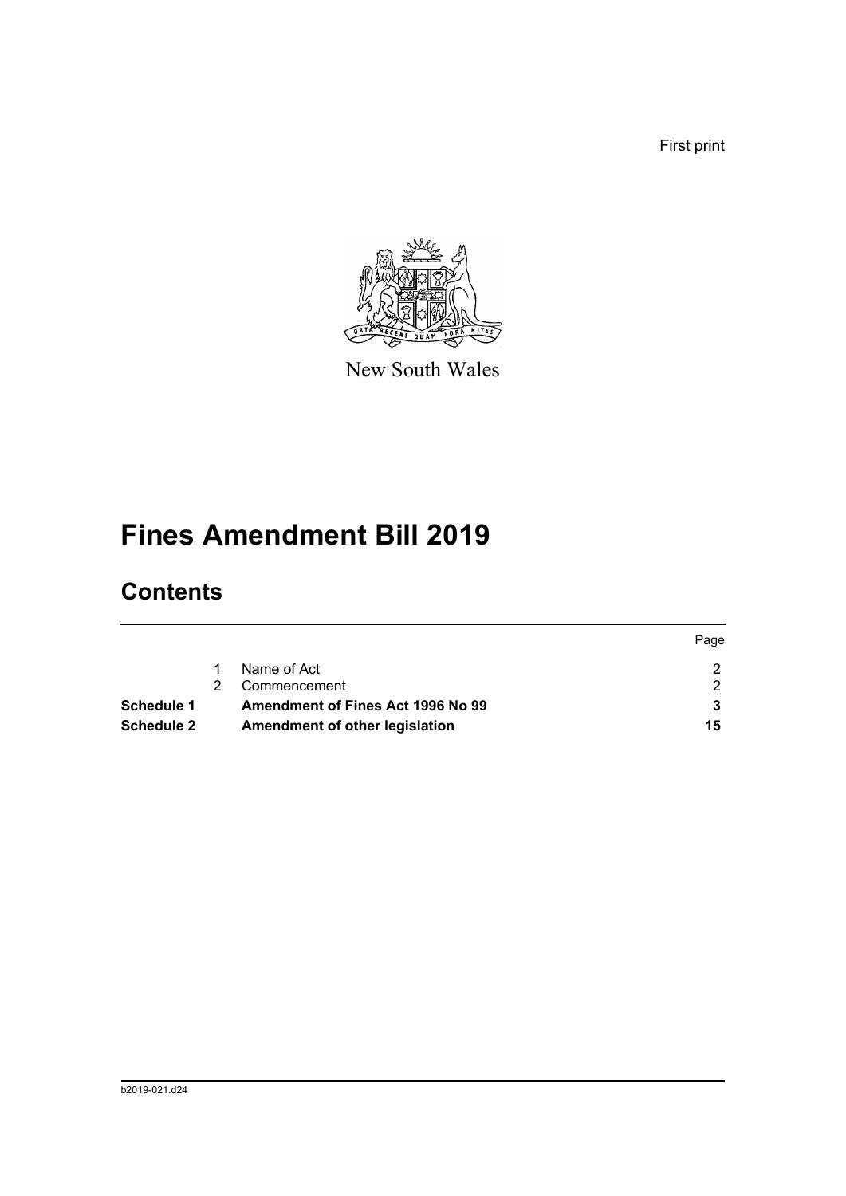First print

New South Wales

# Fines Amendment Bill 2019

## Contents

| | | | Page |
|---|---|---|---|
| | 1 | Name of Act | 2 |
| | 2 | Commencement | 2 |
| **Schedule 1** | | **Amendment of Fines Act 1996 No 99** | **3** |
| **Schedule 2** | | **Amendment of other legislation** | **15** |

b2019-021.d24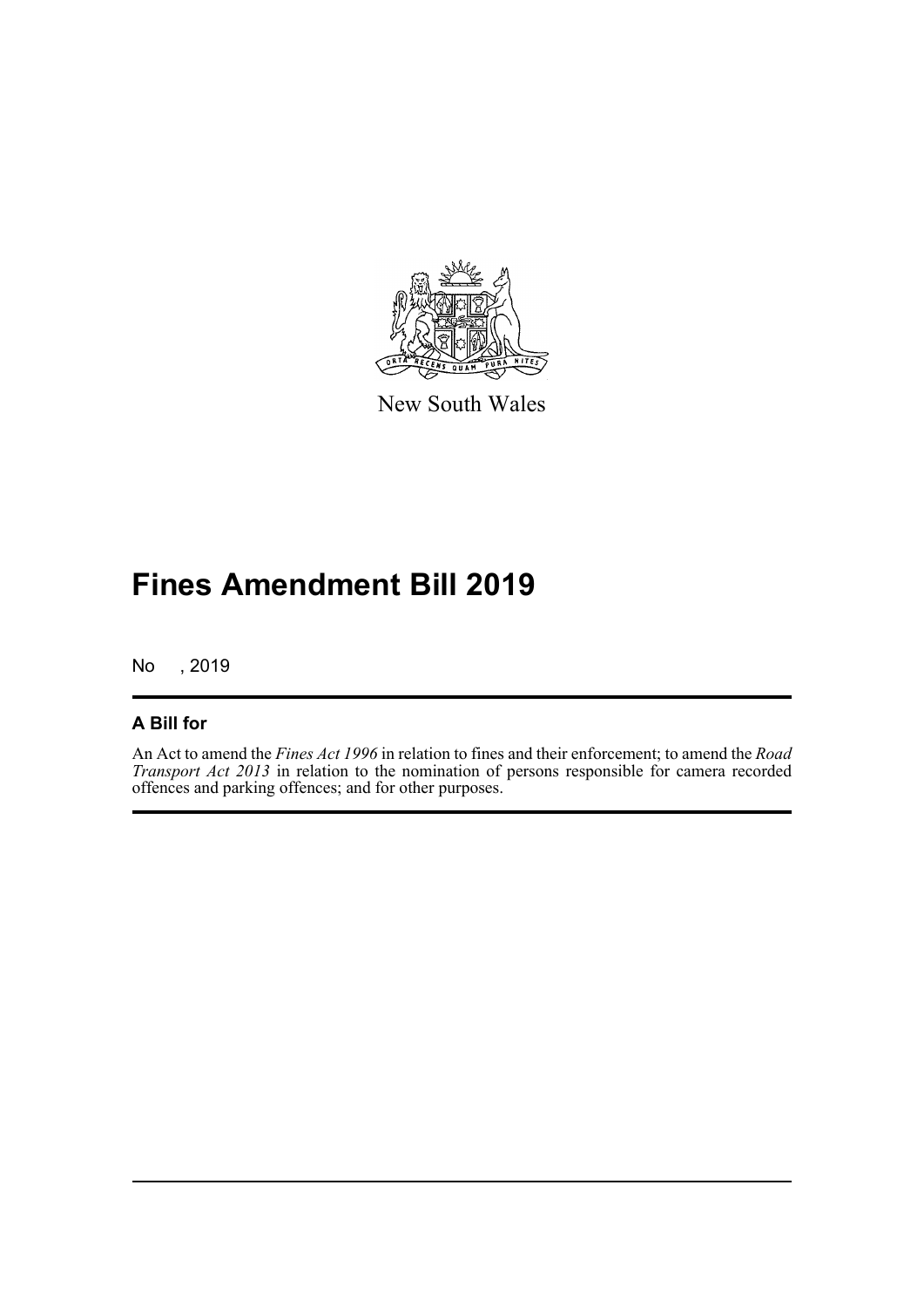New South Wales

# Fines Amendment Bill 2019

No , 2019

## A Bill for

An Act to amend the *Fines Act 1996* in relation to fines and their enforcement; to amend the *Road Transport Act 2013* in relation to the nomination of persons responsible for camera recorded offences and parking offences; and for other purposes.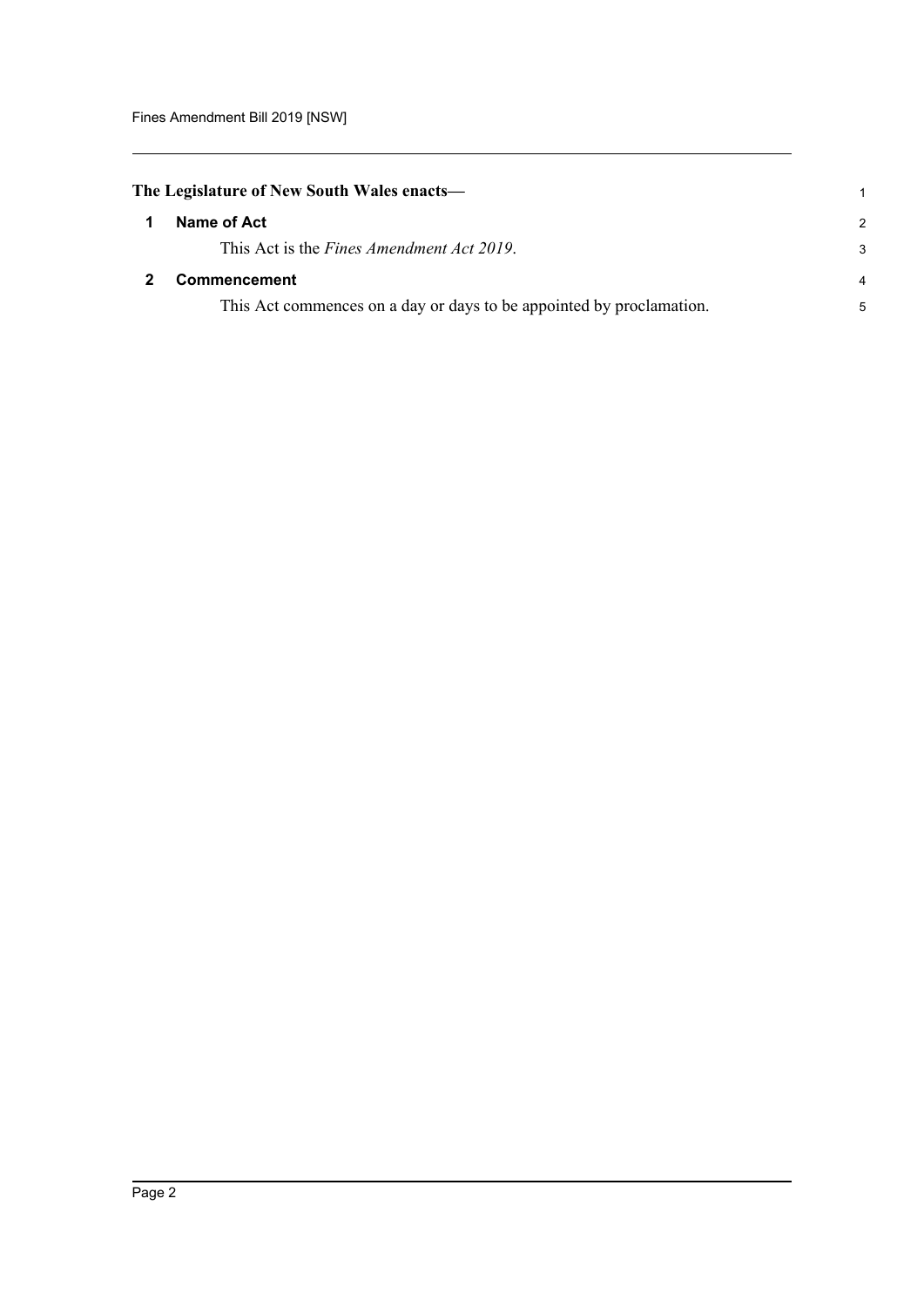**The Legislature of New South Wales enacts—**

## 1 Name of Act

This Act is the *Fines Amendment Act 2019*.

## 2 Commencement

This Act commences on a day or days to be appointed by proclamation.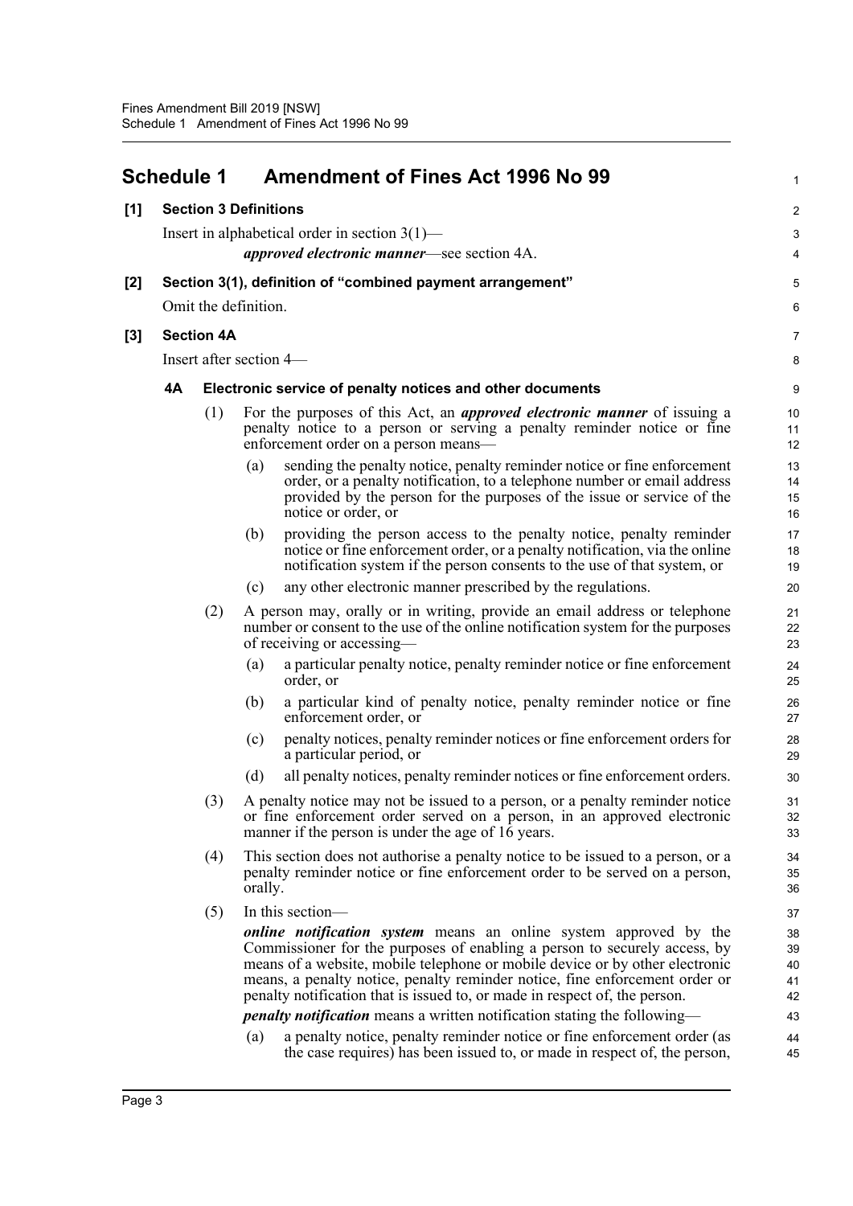# Schedule 1 Amendment of Fines Act 1996 No 99

**[1] Section 3 Definitions**

Insert in alphabetical order in section 3(1)—

***approved electronic manner***—see section 4A.

**[2] Section 3(1), definition of "combined payment arrangement"**

Omit the definition.

**[3] Section 4A**

Insert after section 4—

**4A Electronic service of penalty notices and other documents**

(1) For the purposes of this Act, an ***approved electronic manner*** of issuing a penalty notice to a person or serving a penalty reminder notice or fine enforcement order on a person means—

- (a) sending the penalty notice, penalty reminder notice or fine enforcement order, or a penalty notification, to a telephone number or email address provided by the person for the purposes of the issue or service of the notice or order, or
- (b) providing the person access to the penalty notice, penalty reminder notice or fine enforcement order, or a penalty notification, via the online notification system if the person consents to the use of that system, or
- (c) any other electronic manner prescribed by the regulations.

(2) A person may, orally or in writing, provide an email address or telephone number or consent to the use of the online notification system for the purposes of receiving or accessing—

- (a) a particular penalty notice, penalty reminder notice or fine enforcement order, or
- (b) a particular kind of penalty notice, penalty reminder notice or fine enforcement order, or
- (c) penalty notices, penalty reminder notices or fine enforcement orders for a particular period, or
- (d) all penalty notices, penalty reminder notices or fine enforcement orders.

(3) A penalty notice may not be issued to a person, or a penalty reminder notice or fine enforcement order served on a person, in an approved electronic manner if the person is under the age of 16 years.

(4) This section does not authorise a penalty notice to be issued to a person, or a penalty reminder notice or fine enforcement order to be served on a person, orally.

(5) In this section—

***online notification system*** means an online system approved by the Commissioner for the purposes of enabling a person to securely access, by means of a website, mobile telephone or mobile device or by other electronic means, a penalty notice, penalty reminder notice, fine enforcement order or penalty notification that is issued to, or made in respect of, the person.

***penalty notification*** means a written notification stating the following—

- (a) a penalty notice, penalty reminder notice or fine enforcement order (as the case requires) has been issued to, or made in respect of, the person,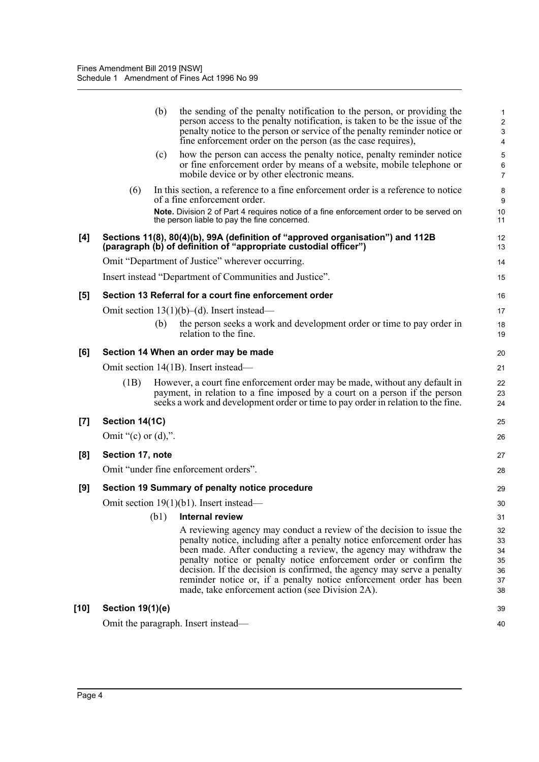(b) the sending of the penalty notification to the person, or providing the person access to the penalty notification, is taken to be the issue of the penalty notice to the person or service of the penalty reminder notice or fine enforcement order on the person (as the case requires),

(c) how the person can access the penalty notice, penalty reminder notice or fine enforcement order by means of a website, mobile telephone or mobile device or by other electronic means.

(6) In this section, a reference to a fine enforcement order is a reference to notice of a fine enforcement order.

**Note.** Division 2 of Part 4 requires notice of a fine enforcement order to be served on the person liable to pay the fine concerned.

### [4] Sections 11(8), 80(4)(b), 99A (definition of "approved organisation") and 112B (paragraph (b) of definition of "appropriate custodial officer")

Omit "Department of Justice" wherever occurring.

Insert instead "Department of Communities and Justice".

### [5] Section 13 Referral for a court fine enforcement order

Omit section 13(1)(b)–(d). Insert instead—

(b) the person seeks a work and development order or time to pay order in relation to the fine.

### [6] Section 14 When an order may be made

Omit section 14(1B). Insert instead—

(1B) However, a court fine enforcement order may be made, without any default in payment, in relation to a fine imposed by a court on a person if the person seeks a work and development order or time to pay order in relation to the fine.

### [7] Section 14(1C)

Omit "(c) or (d),".

### [8] Section 17, note

Omit "under fine enforcement orders".

### [9] Section 19 Summary of penalty notice procedure

Omit section 19(1)(b1). Insert instead—

(b1) **Internal review**

A reviewing agency may conduct a review of the decision to issue the penalty notice, including after a penalty notice enforcement order has been made. After conducting a review, the agency may withdraw the penalty notice or penalty notice enforcement order or confirm the decision. If the decision is confirmed, the agency may serve a penalty reminder notice or, if a penalty notice enforcement order has been made, take enforcement action (see Division 2A).

### [10] Section 19(1)(e)

Omit the paragraph. Insert instead—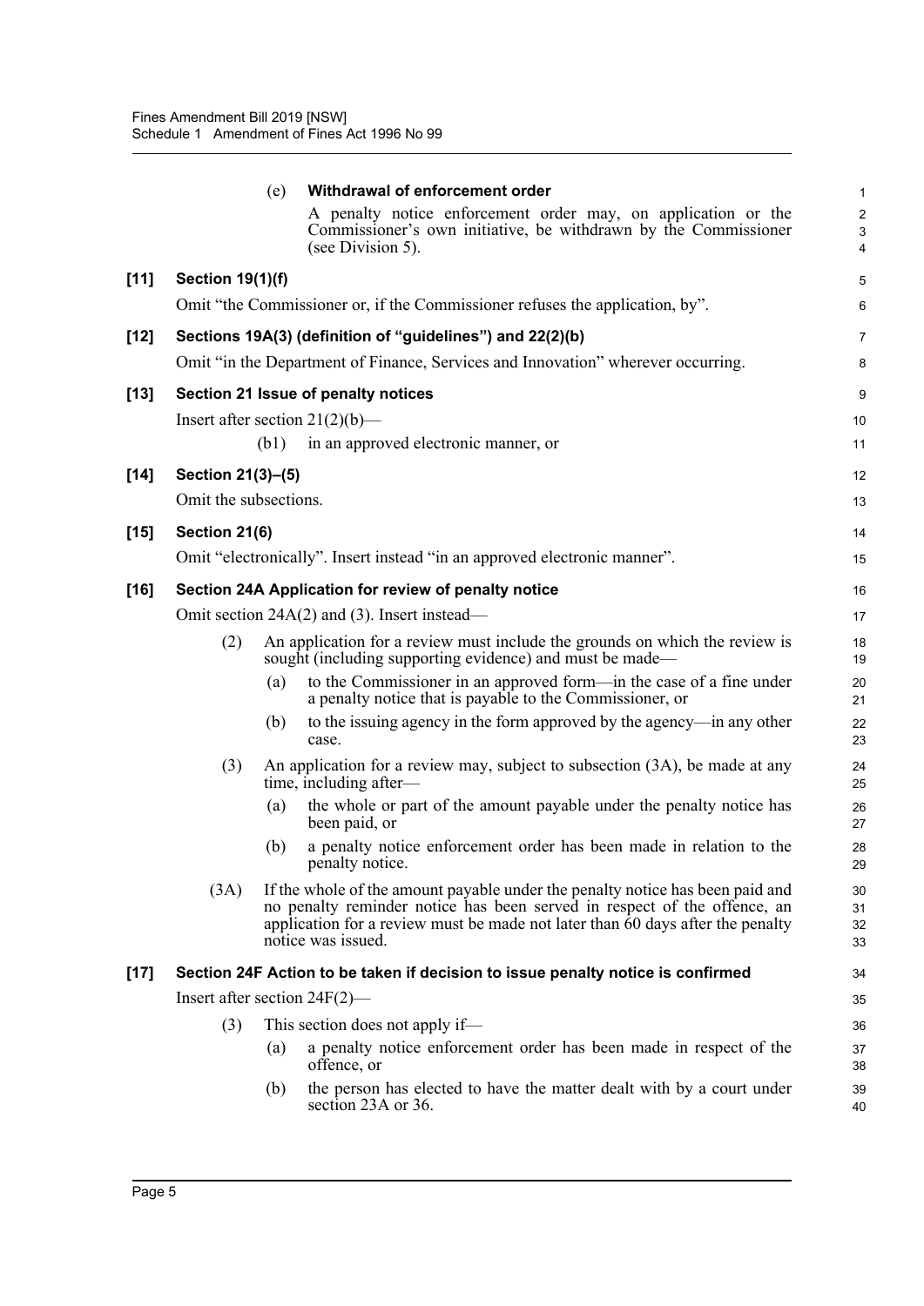(e) **Withdrawal of enforcement order**

A penalty notice enforcement order may, on application or the Commissioner's own initiative, be withdrawn by the Commissioner (see Division 5).

**[11] Section 19(1)(f)**

Omit "the Commissioner or, if the Commissioner refuses the application, by".

**[12] Sections 19A(3) (definition of "guidelines") and 22(2)(b)**

Omit "in the Department of Finance, Services and Innovation" wherever occurring.

**[13] Section 21 Issue of penalty notices**

Insert after section 21(2)(b)—

(b1) in an approved electronic manner, or

**[14] Section 21(3)–(5)**

Omit the subsections.

**[15] Section 21(6)**

Omit "electronically". Insert instead "in an approved electronic manner".

**[16] Section 24A Application for review of penalty notice**

Omit section 24A(2) and (3). Insert instead—

(2) An application for a review must include the grounds on which the review is sought (including supporting evidence) and must be made—

(a) to the Commissioner in an approved form—in the case of a fine under a penalty notice that is payable to the Commissioner, or

(b) to the issuing agency in the form approved by the agency—in any other case.

(3) An application for a review may, subject to subsection (3A), be made at any time, including after—

(a) the whole or part of the amount payable under the penalty notice has been paid, or

(b) a penalty notice enforcement order has been made in relation to the penalty notice.

(3A) If the whole of the amount payable under the penalty notice has been paid and no penalty reminder notice has been served in respect of the offence, an application for a review must be made not later than 60 days after the penalty notice was issued.

**[17] Section 24F Action to be taken if decision to issue penalty notice is confirmed**

Insert after section 24F(2)—

(3) This section does not apply if—

(a) a penalty notice enforcement order has been made in respect of the offence, or

(b) the person has elected to have the matter dealt with by a court under section 23A or 36.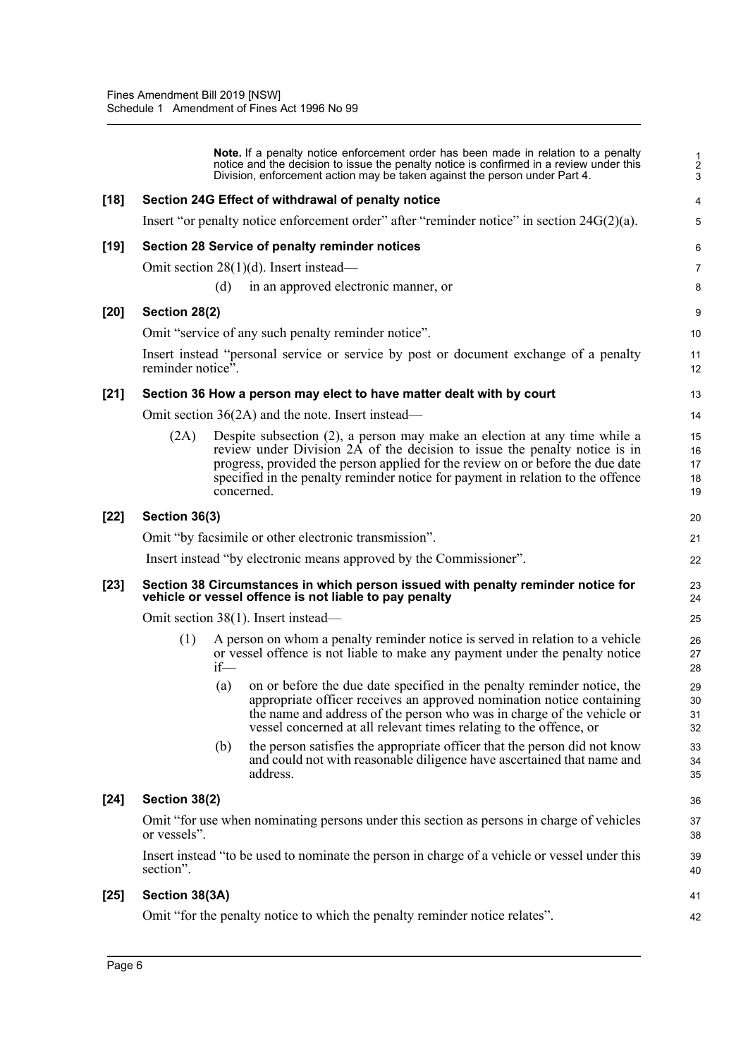**Note.** If a penalty notice enforcement order has been made in relation to a penalty notice and the decision to issue the penalty notice is confirmed in a review under this Division, enforcement action may be taken against the person under Part 4.

### [18] Section 24G Effect of withdrawal of penalty notice

Insert "or penalty notice enforcement order" after "reminder notice" in section 24G(2)(a).

### [19] Section 28 Service of penalty reminder notices

Omit section 28(1)(d). Insert instead—

(d) in an approved electronic manner, or

### [20] Section 28(2)

Omit "service of any such penalty reminder notice".

Insert instead "personal service or service by post or document exchange of a penalty reminder notice".

### [21] Section 36 How a person may elect to have matter dealt with by court

Omit section 36(2A) and the note. Insert instead—

(2A) Despite subsection (2), a person may make an election at any time while a review under Division 2A of the decision to issue the penalty notice is in progress, provided the person applied for the review on or before the due date specified in the penalty reminder notice for payment in relation to the offence concerned.

### [22] Section 36(3)

Omit "by facsimile or other electronic transmission".

Insert instead "by electronic means approved by the Commissioner".

### [23] Section 38 Circumstances in which person issued with penalty reminder notice for vehicle or vessel offence is not liable to pay penalty

Omit section 38(1). Insert instead—

(1) A person on whom a penalty reminder notice is served in relation to a vehicle or vessel offence is not liable to make any payment under the penalty notice if—

(a) on or before the due date specified in the penalty reminder notice, the appropriate officer receives an approved nomination notice containing the name and address of the person who was in charge of the vehicle or vessel concerned at all relevant times relating to the offence, or

(b) the person satisfies the appropriate officer that the person did not know and could not with reasonable diligence have ascertained that name and address.

### [24] Section 38(2)

Omit "for use when nominating persons under this section as persons in charge of vehicles or vessels".

Insert instead "to be used to nominate the person in charge of a vehicle or vessel under this section".

### [25] Section 38(3A)

Omit "for the penalty notice to which the penalty reminder notice relates".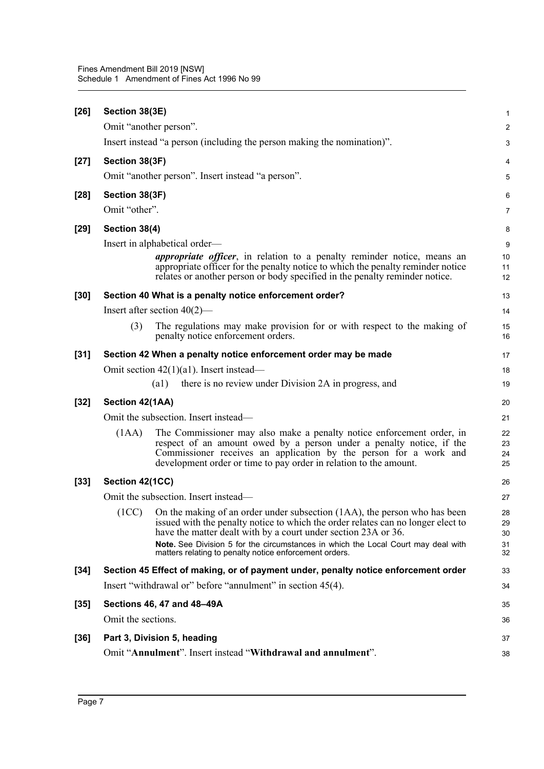**[26] Section 38(3E)**

Omit "another person".

Insert instead "a person (including the person making the nomination)".

**[27] Section 38(3F)**

Omit "another person". Insert instead "a person".

**[28] Section 38(3F)**

Omit "other".

**[29] Section 38(4)**

Insert in alphabetical order—

> ***appropriate officer***, in relation to a penalty reminder notice, means an appropriate officer for the penalty notice to which the penalty reminder notice relates or another person or body specified in the penalty reminder notice.

**[30] Section 40 What is a penalty notice enforcement order?**

Insert after section 40(2)—

> (3) The regulations may make provision for or with respect to the making of penalty notice enforcement orders.

**[31] Section 42 When a penalty notice enforcement order may be made**

Omit section 42(1)(a1). Insert instead—

> (a1) there is no review under Division 2A in progress, and

**[32] Section 42(1AA)**

Omit the subsection. Insert instead—

> (1AA) The Commissioner may also make a penalty notice enforcement order, in respect of an amount owed by a person under a penalty notice, if the Commissioner receives an application by the person for a work and development order or time to pay order in relation to the amount.

**[33] Section 42(1CC)**

Omit the subsection. Insert instead—

> (1CC) On the making of an order under subsection (1AA), the person who has been issued with the penalty notice to which the order relates can no longer elect to have the matter dealt with by a court under section 23A or 36.
>
> **Note.** See Division 5 for the circumstances in which the Local Court may deal with matters relating to penalty notice enforcement orders.

**[34] Section 45 Effect of making, or of payment under, penalty notice enforcement order**

Insert "withdrawal or" before "annulment" in section 45(4).

**[35] Sections 46, 47 and 48–49A**

Omit the sections.

**[36] Part 3, Division 5, heading**

Omit "**Annulment**". Insert instead "**Withdrawal and annulment**".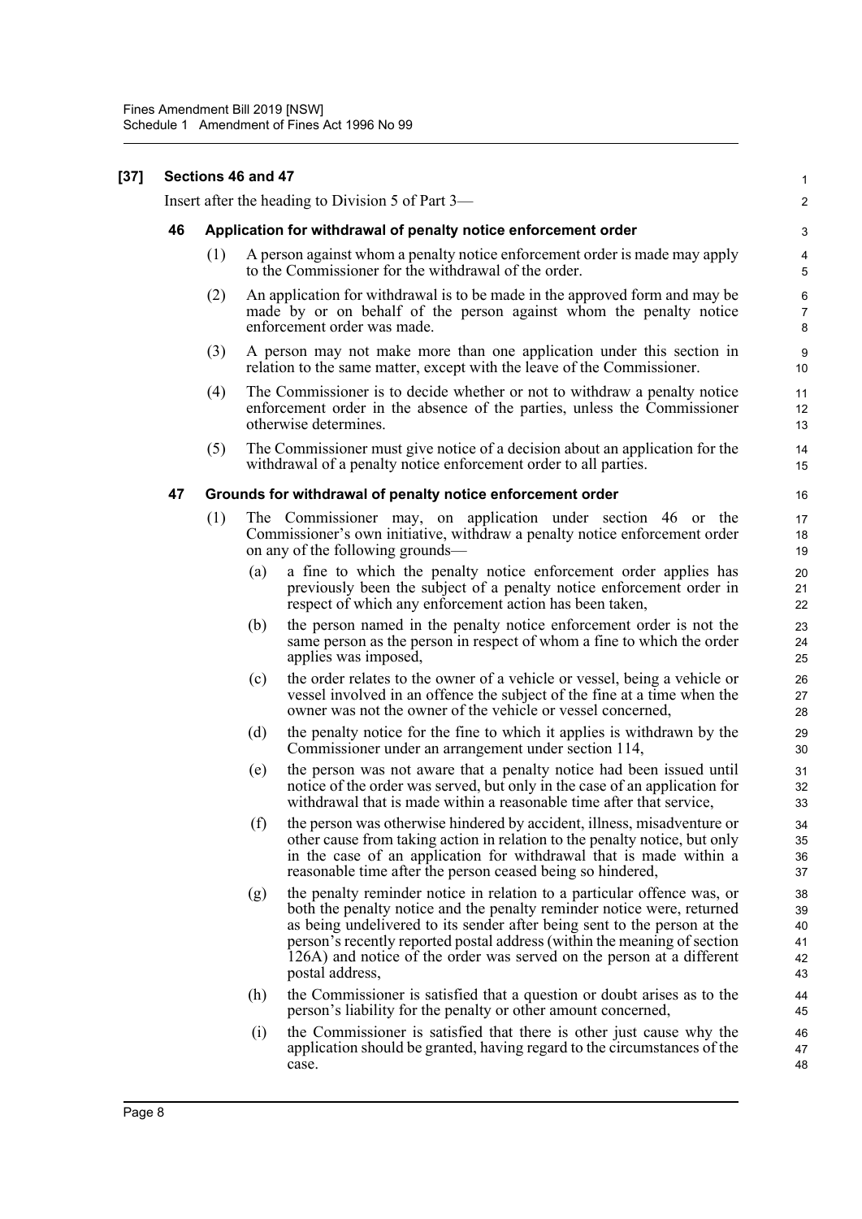**[37] Sections 46 and 47**

Insert after the heading to Division 5 of Part 3—

**46 Application for withdrawal of penalty notice enforcement order**

(1) A person against whom a penalty notice enforcement order is made may apply to the Commissioner for the withdrawal of the order.

(2) An application for withdrawal is to be made in the approved form and may be made by or on behalf of the person against whom the penalty notice enforcement order was made.

(3) A person may not make more than one application under this section in relation to the same matter, except with the leave of the Commissioner.

(4) The Commissioner is to decide whether or not to withdraw a penalty notice enforcement order in the absence of the parties, unless the Commissioner otherwise determines.

(5) The Commissioner must give notice of a decision about an application for the withdrawal of a penalty notice enforcement order to all parties.

**47 Grounds for withdrawal of penalty notice enforcement order**

(1) The Commissioner may, on application under section 46 or the Commissioner's own initiative, withdraw a penalty notice enforcement order on any of the following grounds—

(a) a fine to which the penalty notice enforcement order applies has previously been the subject of a penalty notice enforcement order in respect of which any enforcement action has been taken,

(b) the person named in the penalty notice enforcement order is not the same person as the person in respect of whom a fine to which the order applies was imposed,

(c) the order relates to the owner of a vehicle or vessel, being a vehicle or vessel involved in an offence the subject of the fine at a time when the owner was not the owner of the vehicle or vessel concerned,

(d) the penalty notice for the fine to which it applies is withdrawn by the Commissioner under an arrangement under section 114,

(e) the person was not aware that a penalty notice had been issued until notice of the order was served, but only in the case of an application for withdrawal that is made within a reasonable time after that service,

(f) the person was otherwise hindered by accident, illness, misadventure or other cause from taking action in relation to the penalty notice, but only in the case of an application for withdrawal that is made within a reasonable time after the person ceased being so hindered,

(g) the penalty reminder notice in relation to a particular offence was, or both the penalty notice and the penalty reminder notice were, returned as being undelivered to its sender after being sent to the person at the person's recently reported postal address (within the meaning of section 126A) and notice of the order was served on the person at a different postal address,

(h) the Commissioner is satisfied that a question or doubt arises as to the person's liability for the penalty or other amount concerned,

(i) the Commissioner is satisfied that there is other just cause why the application should be granted, having regard to the circumstances of the case.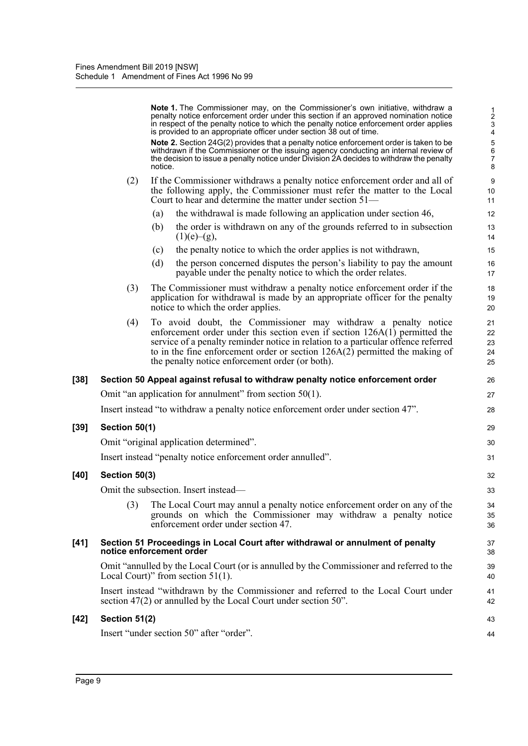**Note 1.** The Commissioner may, on the Commissioner's own initiative, withdraw a penalty notice enforcement order under this section if an approved nomination notice in respect of the penalty notice to which the penalty notice enforcement order applies is provided to an appropriate officer under section 38 out of time.

**Note 2.** Section 24G(2) provides that a penalty notice enforcement order is taken to be withdrawn if the Commissioner or the issuing agency conducting an internal review of the decision to issue a penalty notice under Division 2A decides to withdraw the penalty notice.

(2) If the Commissioner withdraws a penalty notice enforcement order and all of the following apply, the Commissioner must refer the matter to the Local Court to hear and determine the matter under section 51—

(a) the withdrawal is made following an application under section 46,

(b) the order is withdrawn on any of the grounds referred to in subsection (1)(e)–(g),

(c) the penalty notice to which the order applies is not withdrawn,

(d) the person concerned disputes the person's liability to pay the amount payable under the penalty notice to which the order relates.

(3) The Commissioner must withdraw a penalty notice enforcement order if the application for withdrawal is made by an appropriate officer for the penalty notice to which the order applies.

(4) To avoid doubt, the Commissioner may withdraw a penalty notice enforcement order under this section even if section 126A(1) permitted the service of a penalty reminder notice in relation to a particular offence referred to in the fine enforcement order or section 126A(2) permitted the making of the penalty notice enforcement order (or both).

**[38] Section 50 Appeal against refusal to withdraw penalty notice enforcement order**

Omit "an application for annulment" from section 50(1).

Insert instead "to withdraw a penalty notice enforcement order under section 47".

**[39] Section 50(1)**

Omit "original application determined".

Insert instead "penalty notice enforcement order annulled".

**[40] Section 50(3)**

Omit the subsection. Insert instead—

(3) The Local Court may annul a penalty notice enforcement order on any of the grounds on which the Commissioner may withdraw a penalty notice enforcement order under section 47.

**[41] Section 51 Proceedings in Local Court after withdrawal or annulment of penalty notice enforcement order**

Omit "annulled by the Local Court (or is annulled by the Commissioner and referred to the Local Court)" from section 51(1).

Insert instead "withdrawn by the Commissioner and referred to the Local Court under section 47(2) or annulled by the Local Court under section 50".

**[42] Section 51(2)**

Insert "under section 50" after "order".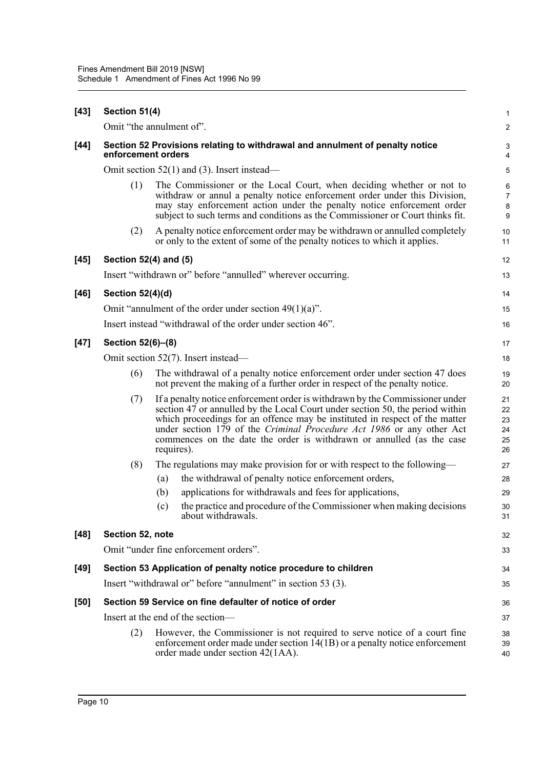**[43] Section 51(4)**

Omit "the annulment of".

**[44] Section 52 Provisions relating to withdrawal and annulment of penalty notice enforcement orders**

Omit section 52(1) and (3). Insert instead—

(1) The Commissioner or the Local Court, when deciding whether or not to withdraw or annul a penalty notice enforcement order under this Division, may stay enforcement action under the penalty notice enforcement order subject to such terms and conditions as the Commissioner or Court thinks fit.

(2) A penalty notice enforcement order may be withdrawn or annulled completely or only to the extent of some of the penalty notices to which it applies.

**[45] Section 52(4) and (5)**

Insert "withdrawn or" before "annulled" wherever occurring.

**[46] Section 52(4)(d)**

Omit "annulment of the order under section 49(1)(a)".

Insert instead "withdrawal of the order under section 46".

**[47] Section 52(6)–(8)**

Omit section 52(7). Insert instead—

(6) The withdrawal of a penalty notice enforcement order under section 47 does not prevent the making of a further order in respect of the penalty notice.

(7) If a penalty notice enforcement order is withdrawn by the Commissioner under section 47 or annulled by the Local Court under section 50, the period within which proceedings for an offence may be instituted in respect of the matter under section 179 of the *Criminal Procedure Act 1986* or any other Act commences on the date the order is withdrawn or annulled (as the case requires).

(8) The regulations may make provision for or with respect to the following—

(a) the withdrawal of penalty notice enforcement orders,

(b) applications for withdrawals and fees for applications,

(c) the practice and procedure of the Commissioner when making decisions about withdrawals.

**[48] Section 52, note**

Omit "under fine enforcement orders".

**[49] Section 53 Application of penalty notice procedure to children**

Insert "withdrawal or" before "annulment" in section 53 (3).

**[50] Section 59 Service on fine defaulter of notice of order**

Insert at the end of the section—

(2) However, the Commissioner is not required to serve notice of a court fine enforcement order made under section 14(1B) or a penalty notice enforcement order made under section 42(1AA).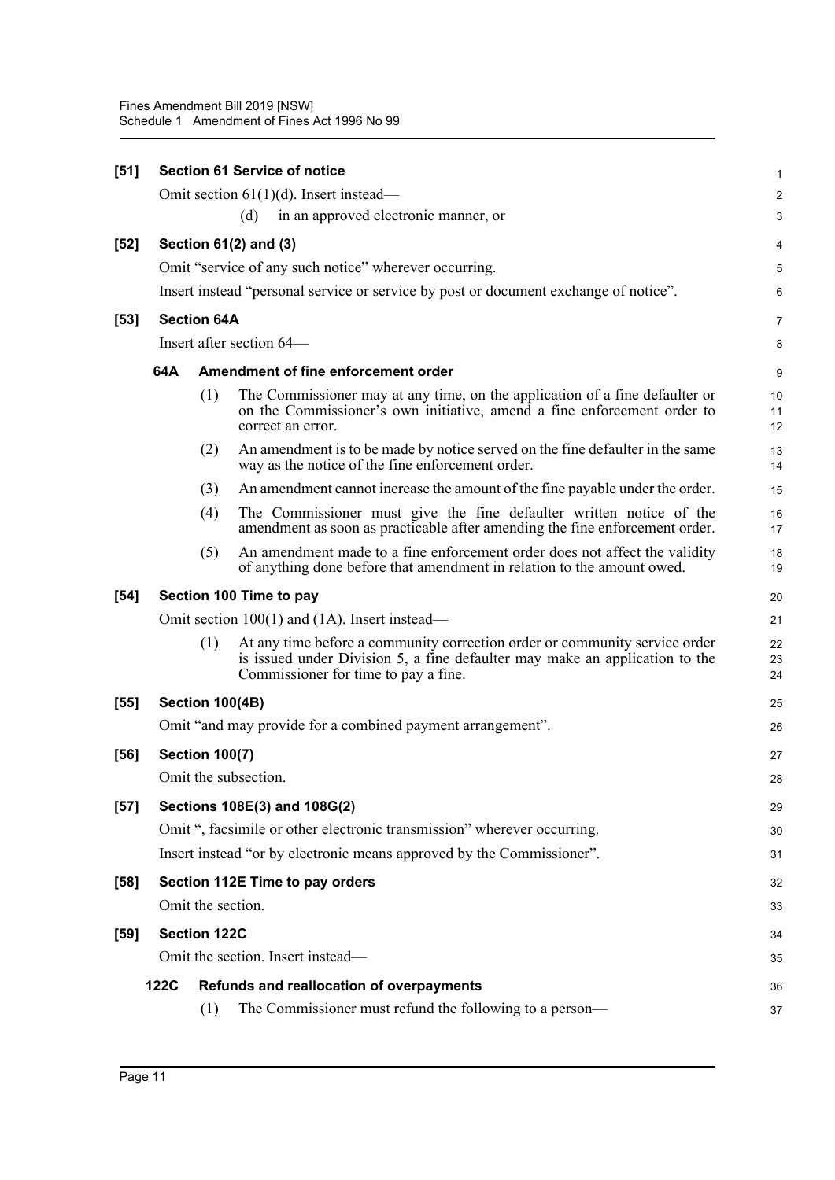**[51] Section 61 Service of notice**

Omit section 61(1)(d). Insert instead—

(d) in an approved electronic manner, or

**[52] Section 61(2) and (3)**

Omit "service of any such notice" wherever occurring.

Insert instead "personal service or service by post or document exchange of notice".

**[53] Section 64A**

Insert after section 64—

**64A Amendment of fine enforcement order**

(1) The Commissioner may at any time, on the application of a fine defaulter or on the Commissioner's own initiative, amend a fine enforcement order to correct an error.

(2) An amendment is to be made by notice served on the fine defaulter in the same way as the notice of the fine enforcement order.

(3) An amendment cannot increase the amount of the fine payable under the order.

(4) The Commissioner must give the fine defaulter written notice of the amendment as soon as practicable after amending the fine enforcement order.

(5) An amendment made to a fine enforcement order does not affect the validity of anything done before that amendment in relation to the amount owed.

**[54] Section 100 Time to pay**

Omit section 100(1) and (1A). Insert instead—

(1) At any time before a community correction order or community service order is issued under Division 5, a fine defaulter may make an application to the Commissioner for time to pay a fine.

**[55] Section 100(4B)**

Omit "and may provide for a combined payment arrangement".

**[56] Section 100(7)**

Omit the subsection.

**[57] Sections 108E(3) and 108G(2)**

Omit ", facsimile or other electronic transmission" wherever occurring.

Insert instead "or by electronic means approved by the Commissioner".

**[58] Section 112E Time to pay orders**

Omit the section.

**[59] Section 122C**

Omit the section. Insert instead—

**122C Refunds and reallocation of overpayments**

(1) The Commissioner must refund the following to a person—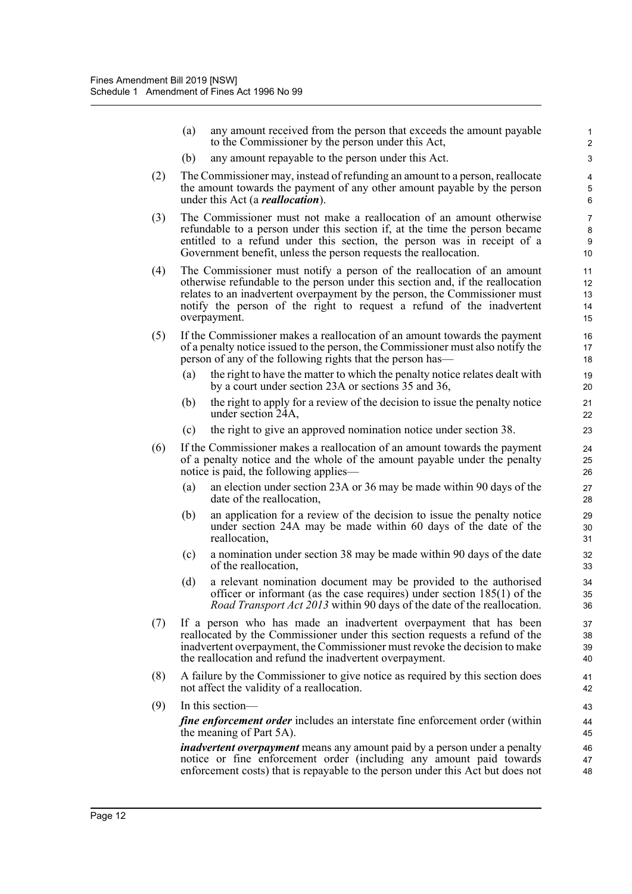(a) any amount received from the person that exceeds the amount payable to the Commissioner by the person under this Act,

(b) any amount repayable to the person under this Act.

(2) The Commissioner may, instead of refunding an amount to a person, reallocate the amount towards the payment of any other amount payable by the person under this Act (a ***reallocation***).

(3) The Commissioner must not make a reallocation of an amount otherwise refundable to a person under this section if, at the time the person became entitled to a refund under this section, the person was in receipt of a Government benefit, unless the person requests the reallocation.

(4) The Commissioner must notify a person of the reallocation of an amount otherwise refundable to the person under this section and, if the reallocation relates to an inadvertent overpayment by the person, the Commissioner must notify the person of the right to request a refund of the inadvertent overpayment.

(5) If the Commissioner makes a reallocation of an amount towards the payment of a penalty notice issued to the person, the Commissioner must also notify the person of any of the following rights that the person has—

(a) the right to have the matter to which the penalty notice relates dealt with by a court under section 23A or sections 35 and 36,

(b) the right to apply for a review of the decision to issue the penalty notice under section 24A,

(c) the right to give an approved nomination notice under section 38.

(6) If the Commissioner makes a reallocation of an amount towards the payment of a penalty notice and the whole of the amount payable under the penalty notice is paid, the following applies—

(a) an election under section 23A or 36 may be made within 90 days of the date of the reallocation,

(b) an application for a review of the decision to issue the penalty notice under section 24A may be made within 60 days of the date of the reallocation,

(c) a nomination under section 38 may be made within 90 days of the date of the reallocation,

(d) a relevant nomination document may be provided to the authorised officer or informant (as the case requires) under section 185(1) of the *Road Transport Act 2013* within 90 days of the date of the reallocation.

(7) If a person who has made an inadvertent overpayment that has been reallocated by the Commissioner under this section requests a refund of the inadvertent overpayment, the Commissioner must revoke the decision to make the reallocation and refund the inadvertent overpayment.

(8) A failure by the Commissioner to give notice as required by this section does not affect the validity of a reallocation.

(9) In this section—

***fine enforcement order*** includes an interstate fine enforcement order (within the meaning of Part 5A).

***inadvertent overpayment*** means any amount paid by a person under a penalty notice or fine enforcement order (including any amount paid towards enforcement costs) that is repayable to the person under this Act but does not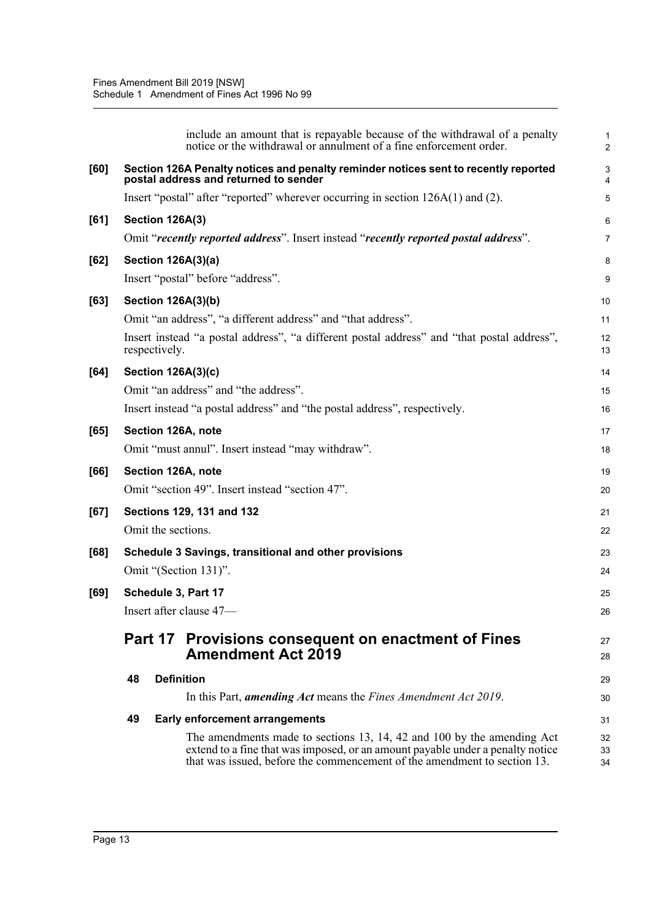include an amount that is repayable because of the withdrawal of a penalty notice or the withdrawal or annulment of a fine enforcement order.

**[60] Section 126A Penalty notices and penalty reminder notices sent to recently reported postal address and returned to sender**

Insert "postal" after "reported" wherever occurring in section 126A(1) and (2).

**[61] Section 126A(3)**

Omit "***recently reported address***". Insert instead "***recently reported postal address***".

**[62] Section 126A(3)(a)**

Insert "postal" before "address".

**[63] Section 126A(3)(b)**

Omit "an address", "a different address" and "that address".

Insert instead "a postal address", "a different postal address" and "that postal address", respectively.

**[64] Section 126A(3)(c)**

Omit "an address" and "the address".

Insert instead "a postal address" and "the postal address", respectively.

**[65] Section 126A, note**

Omit "must annul". Insert instead "may withdraw".

**[66] Section 126A, note**

Omit "section 49". Insert instead "section 47".

**[67] Sections 129, 131 and 132**

Omit the sections.

**[68] Schedule 3 Savings, transitional and other provisions**

Omit "(Section 131)".

**[69] Schedule 3, Part 17**

Insert after clause 47—

## Part 17 Provisions consequent on enactment of Fines Amendment Act 2019

**48 Definition**

In this Part, ***amending Act*** means the *Fines Amendment Act 2019*.

**49 Early enforcement arrangements**

The amendments made to sections 13, 14, 42 and 100 by the amending Act extend to a fine that was imposed, or an amount payable under a penalty notice that was issued, before the commencement of the amendment to section 13.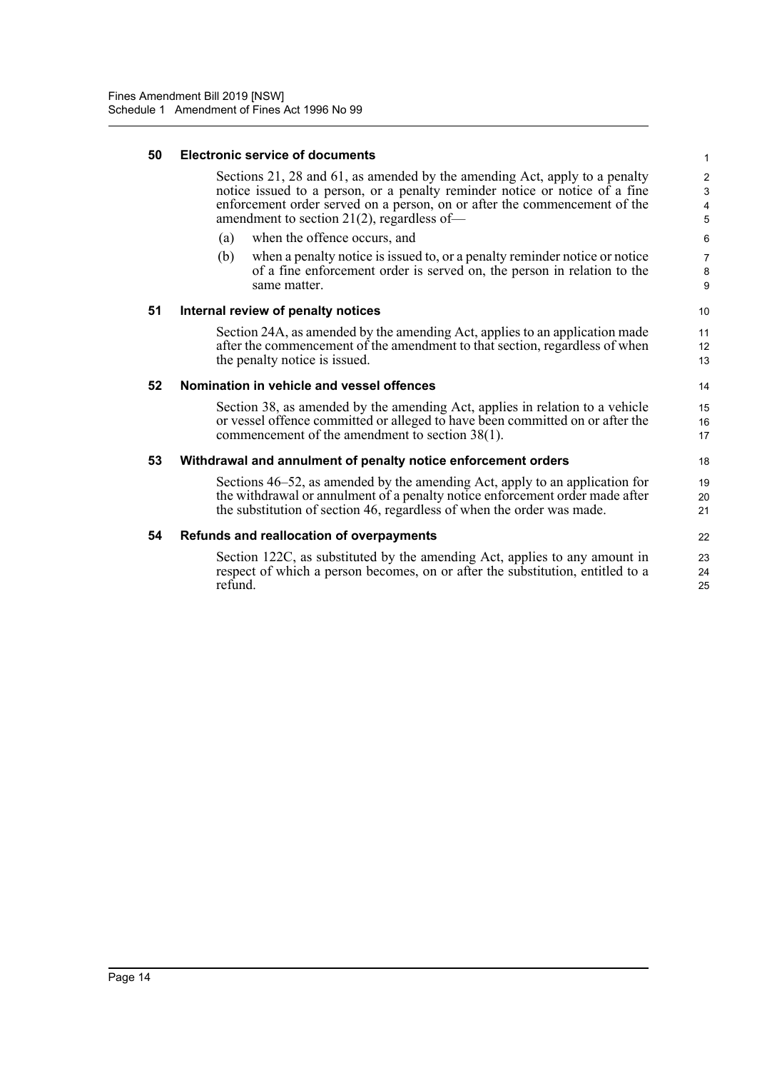### 50 Electronic service of documents

Sections 21, 28 and 61, as amended by the amending Act, apply to a penalty notice issued to a person, or a penalty reminder notice or notice of a fine enforcement order served on a person, on or after the commencement of the amendment to section 21(2), regardless of—

(a) when the offence occurs, and

(b) when a penalty notice is issued to, or a penalty reminder notice or notice of a fine enforcement order is served on, the person in relation to the same matter.

### 51 Internal review of penalty notices

Section 24A, as amended by the amending Act, applies to an application made after the commencement of the amendment to that section, regardless of when the penalty notice is issued.

### 52 Nomination in vehicle and vessel offences

Section 38, as amended by the amending Act, applies in relation to a vehicle or vessel offence committed or alleged to have been committed on or after the commencement of the amendment to section 38(1).

### 53 Withdrawal and annulment of penalty notice enforcement orders

Sections 46–52, as amended by the amending Act, apply to an application for the withdrawal or annulment of a penalty notice enforcement order made after the substitution of section 46, regardless of when the order was made.

### 54 Refunds and reallocation of overpayments

Section 122C, as substituted by the amending Act, applies to any amount in respect of which a person becomes, on or after the substitution, entitled to a refund.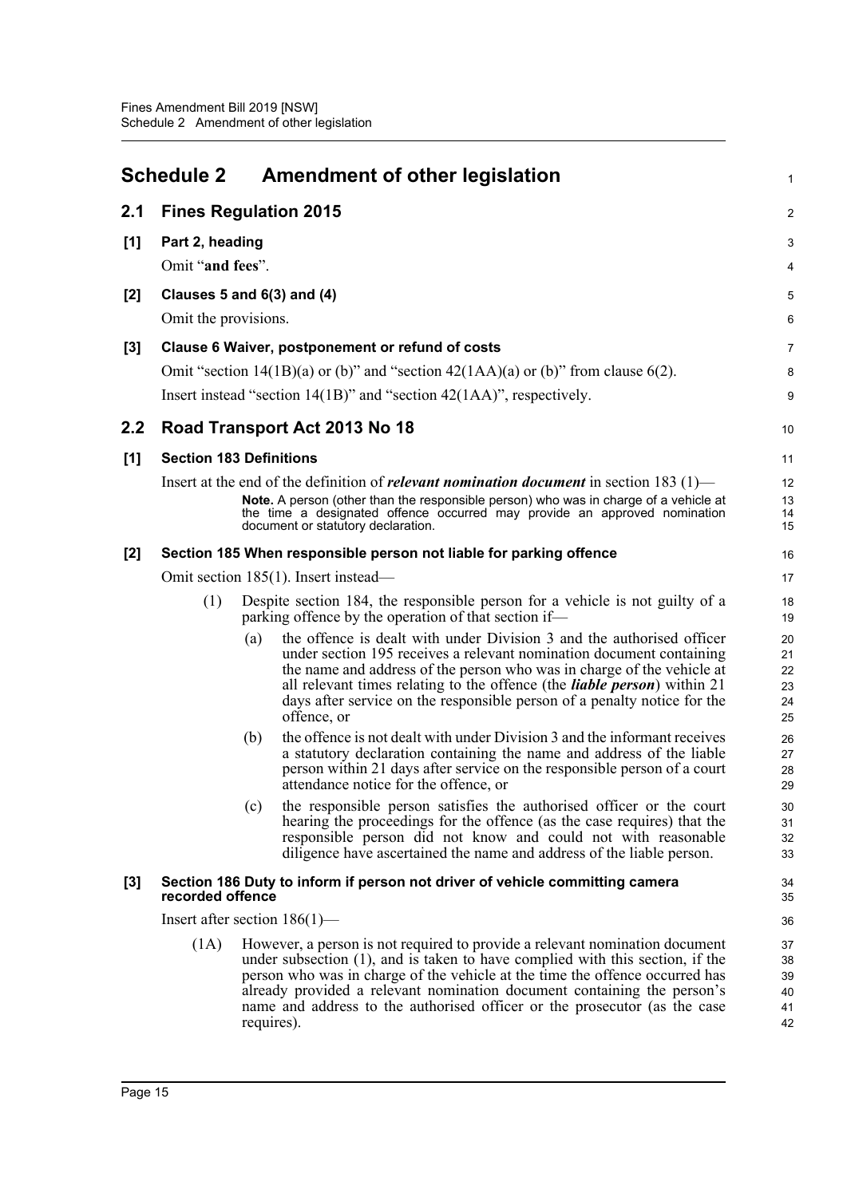# Schedule 2 Amendment of other legislation

## 2.1 Fines Regulation 2015

### [1] Part 2, heading

Omit "**and fees**".

### [2] Clauses 5 and 6(3) and (4)

Omit the provisions.

### [3] Clause 6 Waiver, postponement or refund of costs

Omit "section 14(1B)(a) or (b)" and "section 42(1AA)(a) or (b)" from clause 6(2).

Insert instead "section 14(1B)" and "section 42(1AA)", respectively.

## 2.2 Road Transport Act 2013 No 18

### [1] Section 183 Definitions

Insert at the end of the definition of ***relevant nomination document*** in section 183 (1)—

> **Note.** A person (other than the responsible person) who was in charge of a vehicle at the time a designated offence occurred may provide an approved nomination document or statutory declaration.

### [2] Section 185 When responsible person not liable for parking offence

Omit section 185(1). Insert instead—

(1) Despite section 184, the responsible person for a vehicle is not guilty of a parking offence by the operation of that section if—

- (a) the offence is dealt with under Division 3 and the authorised officer under section 195 receives a relevant nomination document containing the name and address of the person who was in charge of the vehicle at all relevant times relating to the offence (the ***liable person***) within 21 days after service on the responsible person of a penalty notice for the offence, or
- (b) the offence is not dealt with under Division 3 and the informant receives a statutory declaration containing the name and address of the liable person within 21 days after service on the responsible person of a court attendance notice for the offence, or
- (c) the responsible person satisfies the authorised officer or the court hearing the proceedings for the offence (as the case requires) that the responsible person did not know and could not with reasonable diligence have ascertained the name and address of the liable person.

### [3] Section 186 Duty to inform if person not driver of vehicle committing camera recorded offence

Insert after section 186(1)—

(1A) However, a person is not required to provide a relevant nomination document under subsection (1), and is taken to have complied with this section, if the person who was in charge of the vehicle at the time the offence occurred has already provided a relevant nomination document containing the person's name and address to the authorised officer or the prosecutor (as the case requires).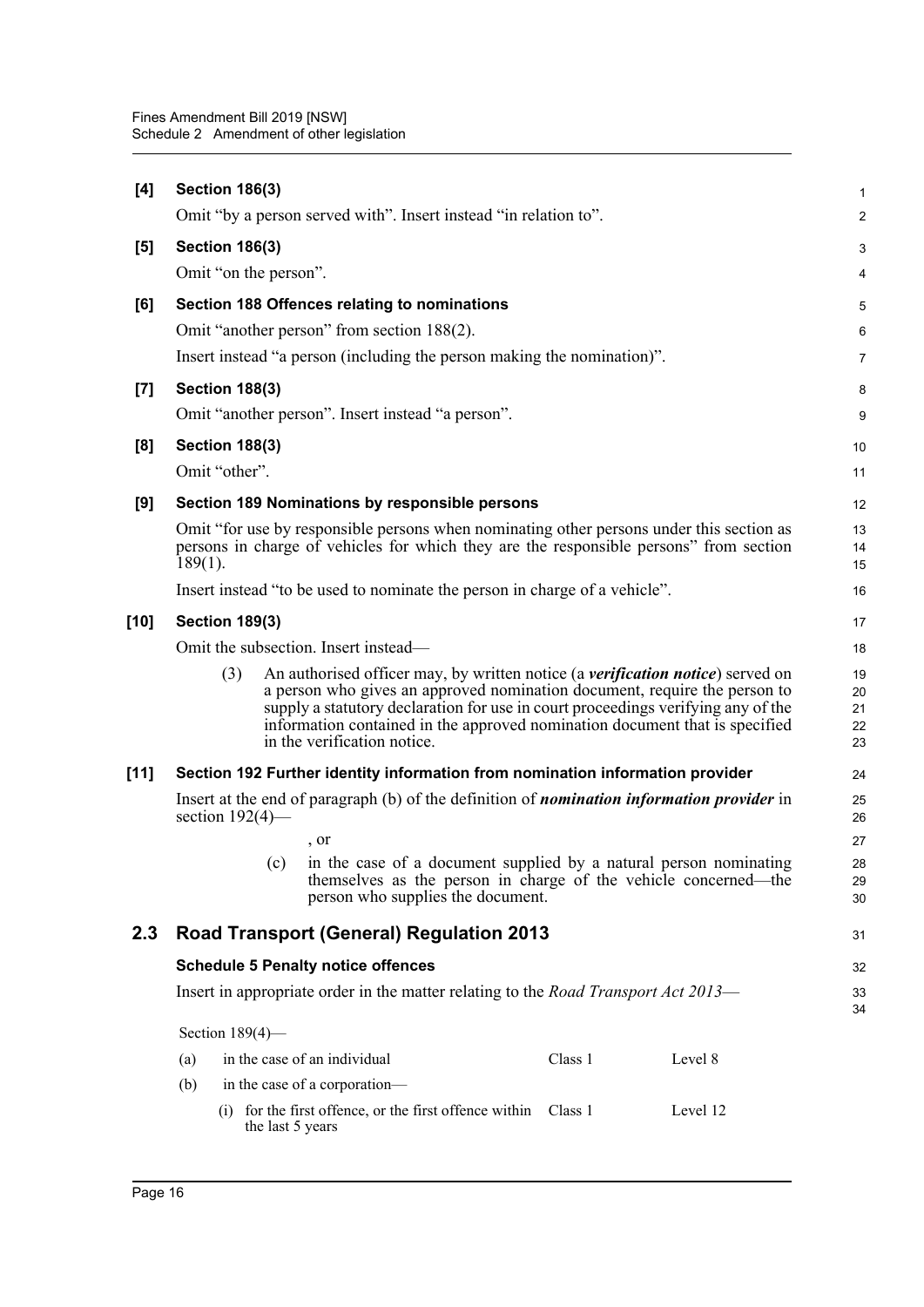**[4] Section 186(3)**

Omit "by a person served with". Insert instead "in relation to".

**[5] Section 186(3)**

Omit "on the person".

**[6] Section 188 Offences relating to nominations**

Omit "another person" from section 188(2).

Insert instead "a person (including the person making the nomination)".

**[7] Section 188(3)**

Omit "another person". Insert instead "a person".

**[8] Section 188(3)**

Omit "other".

**[9] Section 189 Nominations by responsible persons**

Omit "for use by responsible persons when nominating other persons under this section as persons in charge of vehicles for which they are the responsible persons" from section 189(1).

Insert instead "to be used to nominate the person in charge of a vehicle".

**[10] Section 189(3)**

Omit the subsection. Insert instead—

(3) An authorised officer may, by written notice (a ***verification notice***) served on a person who gives an approved nomination document, require the person to supply a statutory declaration for use in court proceedings verifying any of the information contained in the approved nomination document that is specified in the verification notice.

**[11] Section 192 Further identity information from nomination information provider**

Insert at the end of paragraph (b) of the definition of ***nomination information provider*** in section 192(4)—

, or

(c) in the case of a document supplied by a natural person nominating themselves as the person in charge of the vehicle concerned—the person who supplies the document.

## 2.3 Road Transport (General) Regulation 2013

**Schedule 5 Penalty notice offences**

Insert in appropriate order in the matter relating to the *Road Transport Act 2013*—

Section 189(4)—

| | | | |
|---|---|---|---|
| (a) | in the case of an individual | Class 1 | Level 8 |
| (b) | in the case of a corporation— | | |
| | (i) for the first offence, or the first offence within the last 5 years | Class 1 | Level 12 |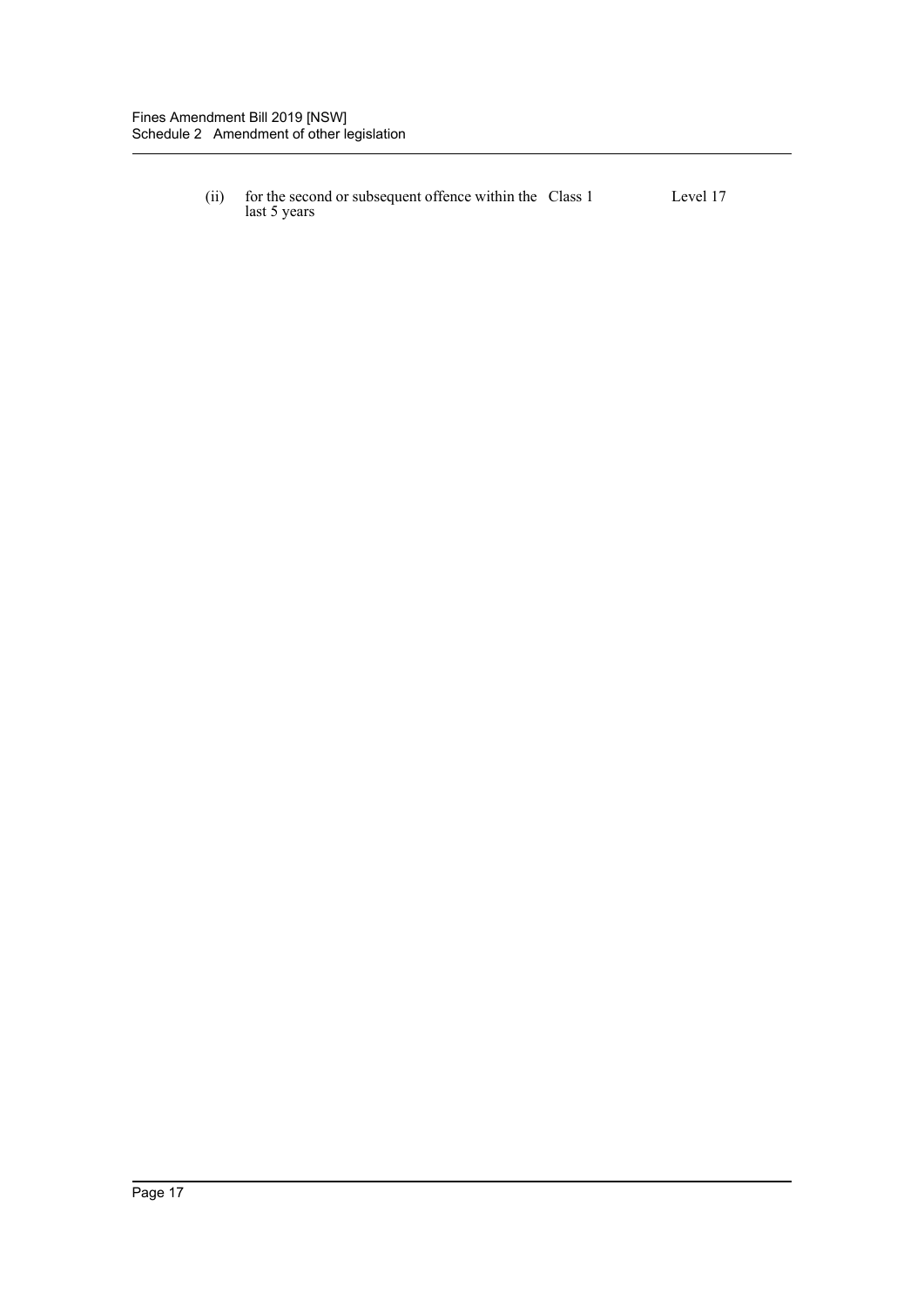| | | |
|---|---|---|
| (ii) for the second or subsequent offence within the last 5 years | Class 1 | Level 17 |